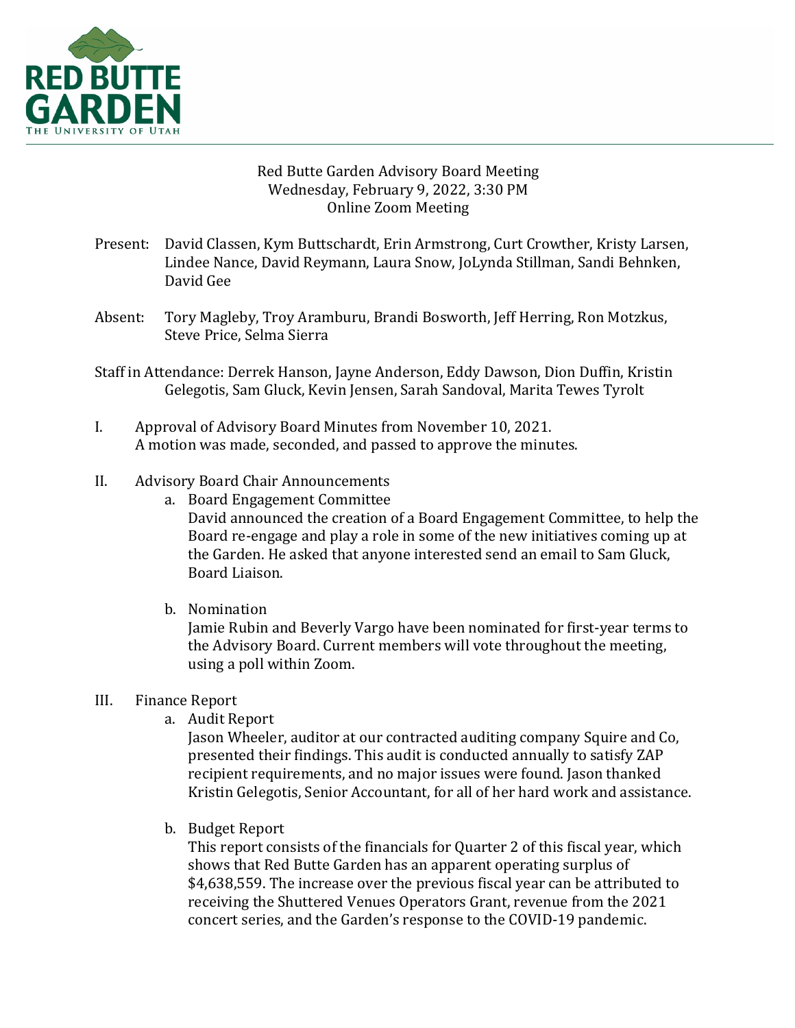Red Butte Garden Advisory Board Meeting
Wednesday, February 9, 2022, 3:30 PM
Online Zoom Meeting

Present: David Classen, Kym Buttschardt, Erin Armstrong, Curt Crowther, Kristy Larsen, Lindee Nance, David Reymann, Laura Snow, JoLynda Stillman, Sandi Behnken, David Gee

Absent: Tory Magleby, Troy Aramburu, Brandi Bosworth, Jeff Herring, Ron Motzkus, Steve Price, Selma Sierra

Staff in Attendance: Derrek Hanson, Jayne Anderson, Eddy Dawson, Dion Duffin, Kristin Gelegotis, Sam Gluck, Kevin Jensen, Sarah Sandoval, Marita Tewes Tyrolt

I. Approval of Advisory Board Minutes from November 10, 2021.
A motion was made, seconded, and passed to approve the minutes.

II. Advisory Board Chair Announcements

a. Board Engagement Committee
David announced the creation of a Board Engagement Committee, to help the Board re-engage and play a role in some of the new initiatives coming up at the Garden. He asked that anyone interested send an email to Sam Gluck, Board Liaison.

b. Nomination
Jamie Rubin and Beverly Vargo have been nominated for first-year terms to the Advisory Board. Current members will vote throughout the meeting, using a poll within Zoom.

III. Finance Report

a. Audit Report
Jason Wheeler, auditor at our contracted auditing company Squire and Co, presented their findings. This audit is conducted annually to satisfy ZAP recipient requirements, and no major issues were found. Jason thanked Kristin Gelegotis, Senior Accountant, for all of her hard work and assistance.

b. Budget Report
This report consists of the financials for Quarter 2 of this fiscal year, which shows that Red Butte Garden has an apparent operating surplus of $4,638,559. The increase over the previous fiscal year can be attributed to receiving the Shuttered Venues Operators Grant, revenue from the 2021 concert series, and the Garden's response to the COVID-19 pandemic.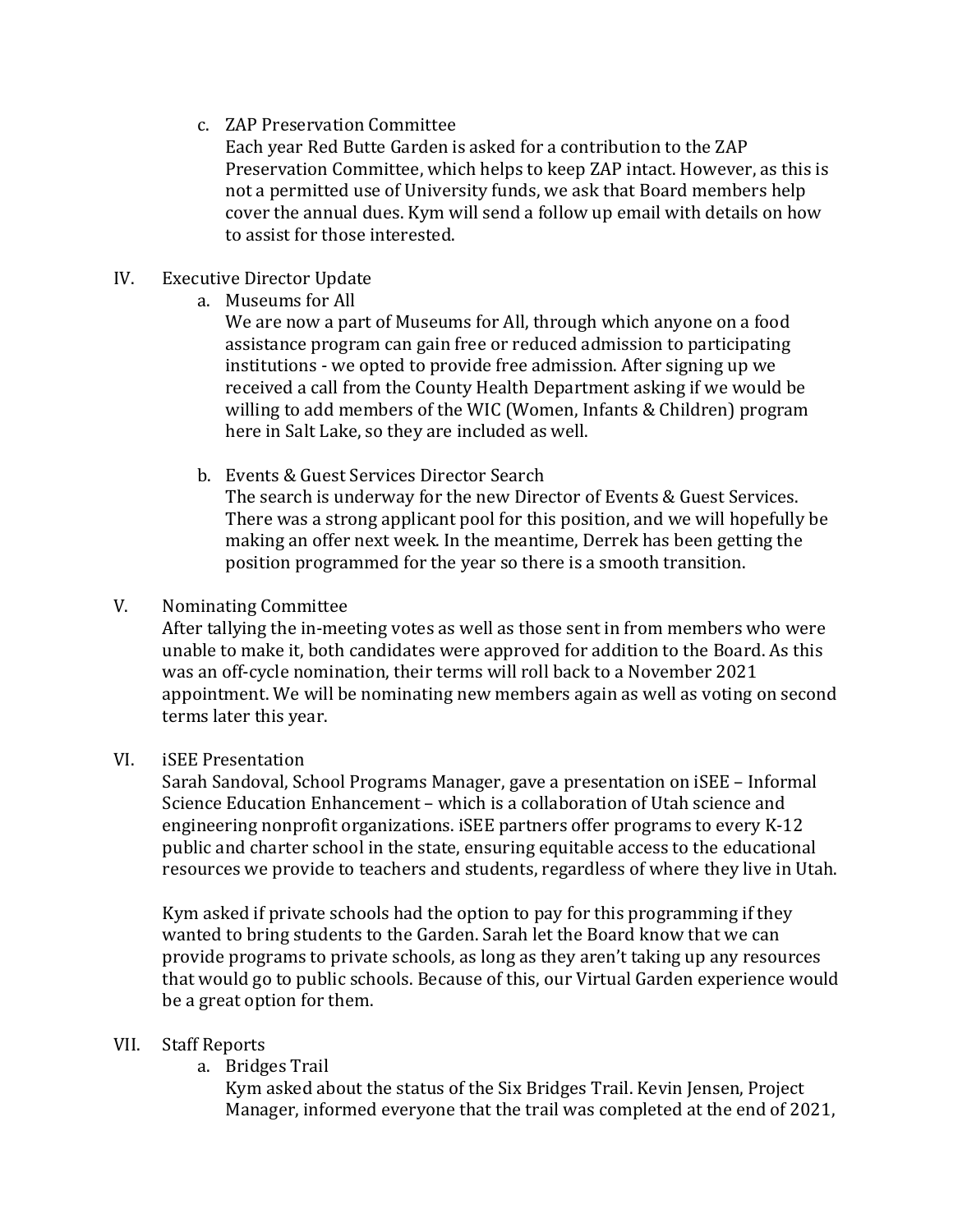c. ZAP Preservation Committee

Each year Red Butte Garden is asked for a contribution to the ZAP Preservation Committee, which helps to keep ZAP intact. However, as this is not a permitted use of University funds, we ask that Board members help cover the annual dues. Kym will send a follow up email with details on how to assist for those interested.

## IV. Executive Director Update

a. Museums for All

We are now a part of Museums for All, through which anyone on a food assistance program can gain free or reduced admission to participating institutions - we opted to provide free admission. After signing up we received a call from the County Health Department asking if we would be willing to add members of the WIC (Women, Infants & Children) program here in Salt Lake, so they are included as well.

b. Events & Guest Services Director Search

The search is underway for the new Director of Events & Guest Services. There was a strong applicant pool for this position, and we will hopefully be making an offer next week. In the meantime, Derrek has been getting the position programmed for the year so there is a smooth transition.

## V. Nominating Committee

After tallying the in-meeting votes as well as those sent in from members who were unable to make it, both candidates were approved for addition to the Board. As this was an off-cycle nomination, their terms will roll back to a November 2021 appointment. We will be nominating new members again as well as voting on second terms later this year.

## VI. iSEE Presentation

Sarah Sandoval, School Programs Manager, gave a presentation on iSEE – Informal Science Education Enhancement – which is a collaboration of Utah science and engineering nonprofit organizations. iSEE partners offer programs to every K-12 public and charter school in the state, ensuring equitable access to the educational resources we provide to teachers and students, regardless of where they live in Utah.

Kym asked if private schools had the option to pay for this programming if they wanted to bring students to the Garden. Sarah let the Board know that we can provide programs to private schools, as long as they aren't taking up any resources that would go to public schools. Because of this, our Virtual Garden experience would be a great option for them.

## VII. Staff Reports

a. Bridges Trail

Kym asked about the status of the Six Bridges Trail. Kevin Jensen, Project Manager, informed everyone that the trail was completed at the end of 2021,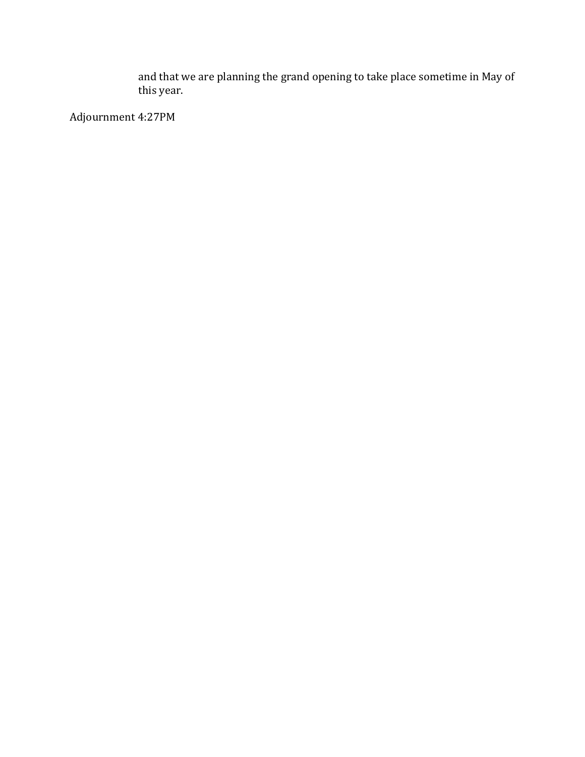and that we are planning the grand opening to take place sometime in May of this year.

Adjournment 4:27PM